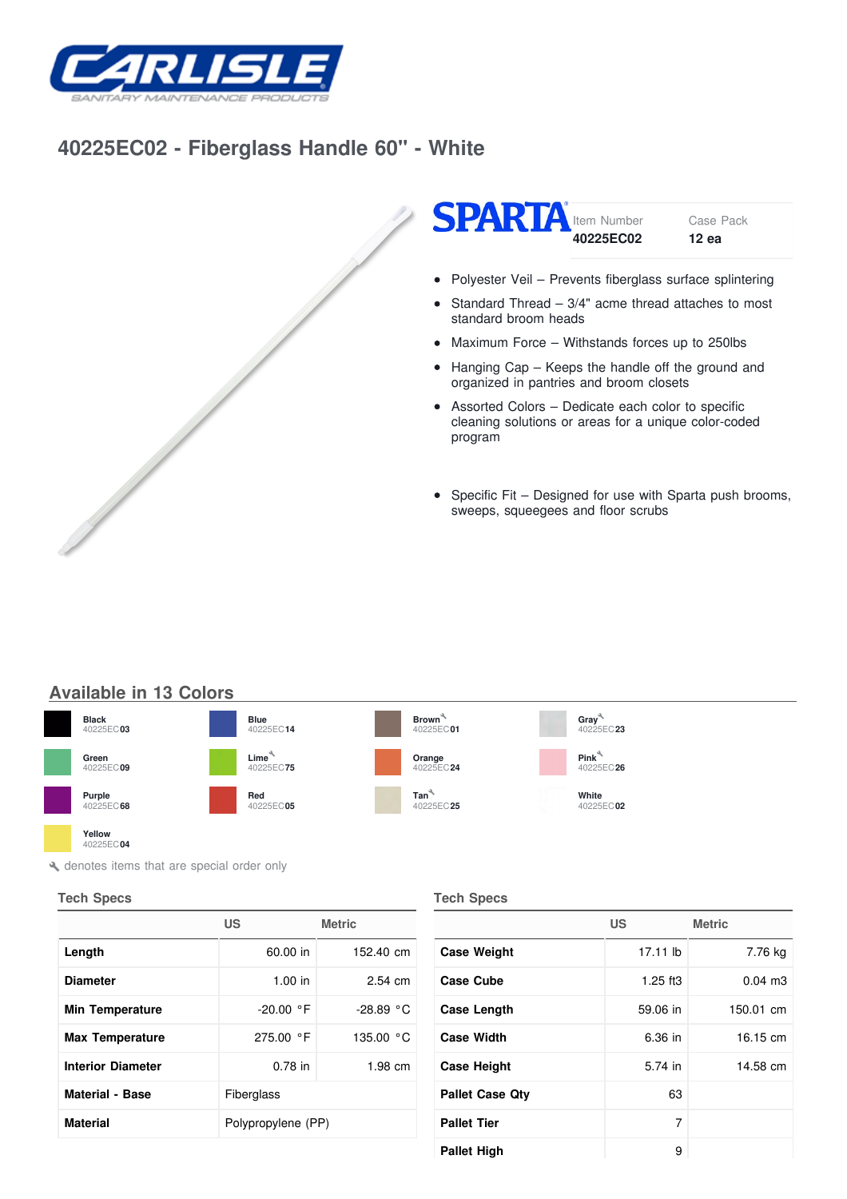CARLISLE
SANITARY MAINTENANCE PRODUCTS

# 40225EC02 - Fiberglass Handle 60" - White

SPARTA

| Item Number | Case Pack |
|---|---|
| 40225EC02 | 12 ea |

- Polyester Veil – Prevents fiberglass surface splintering
- Standard Thread – 3/4" acme thread attaches to most standard broom heads
- Maximum Force – Withstands forces up to 250lbs
- Hanging Cap – Keeps the handle off the ground and organized in pantries and broom closets
- Assorted Colors – Dedicate each color to specific cleaning solutions or areas for a unique color-coded program
- Specific Fit – Designed for use with Sparta push brooms, sweeps, squeegees and floor scrubs

## Available in 13 Colors

| | | | |
|---|---|---|---|
| Black 40225EC**03** | Blue 40225EC**14** | Brown🔧 40225EC**01** | Gray🔧 40225EC**23** |
| Green 40225EC**09** | Lime🔧 40225EC**75** | Orange 40225EC**24** | Pink🔧 40225EC**26** |
| Purple 40225EC**68** | Red 40225EC**05** | Tan🔧 40225EC**25** | White 40225EC**02** |
| Yellow 40225EC**04** | | | |

🔧 denotes items that are special order only

### Tech Specs

| | US | Metric |
|---|---|---|
| **Length** | 60.00 in | 152.40 cm |
| **Diameter** | 1.00 in | 2.54 cm |
| **Min Temperature** | -20.00 °F | -28.89 °C |
| **Max Temperature** | 275.00 °F | 135.00 °C |
| **Interior Diameter** | 0.78 in | 1.98 cm |
| **Material - Base** | Fiberglass | |
| **Material** | Polypropylene (PP) | |

### Tech Specs

| | US | Metric |
|---|---|---|
| **Case Weight** | 17.11 lb | 7.76 kg |
| **Case Cube** | 1.25 ft3 | 0.04 m3 |
| **Case Length** | 59.06 in | 150.01 cm |
| **Case Width** | 6.36 in | 16.15 cm |
| **Case Height** | 5.74 in | 14.58 cm |
| **Pallet Case Qty** | 63 | |
| **Pallet Tier** | 7 | |
| **Pallet High** | 9 | |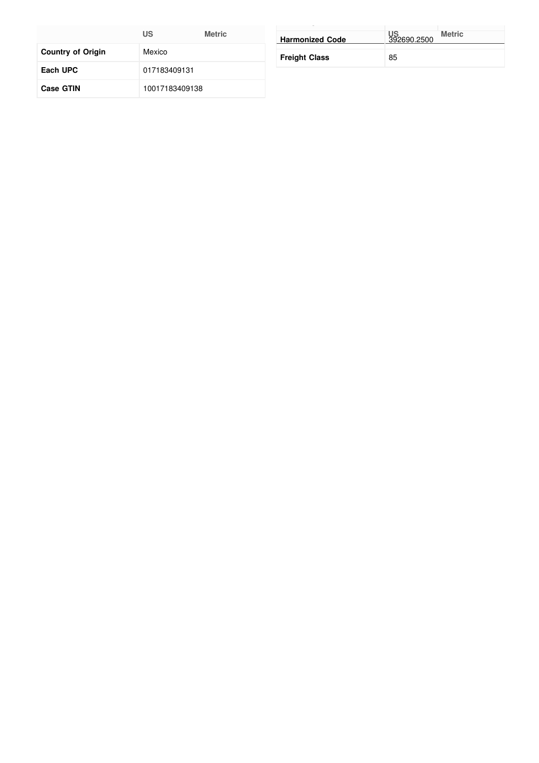| | US | Metric |
|---|---|---|
| **Country of Origin** | Mexico | |
| **Each UPC** | 017183409131 | |
| **Case GTIN** | 10017183409138 | |

| | US | Metric |
|---|---|---|
| **Harmonized Code** | 392690.2500 | |
| **Freight Class** | 85 | |